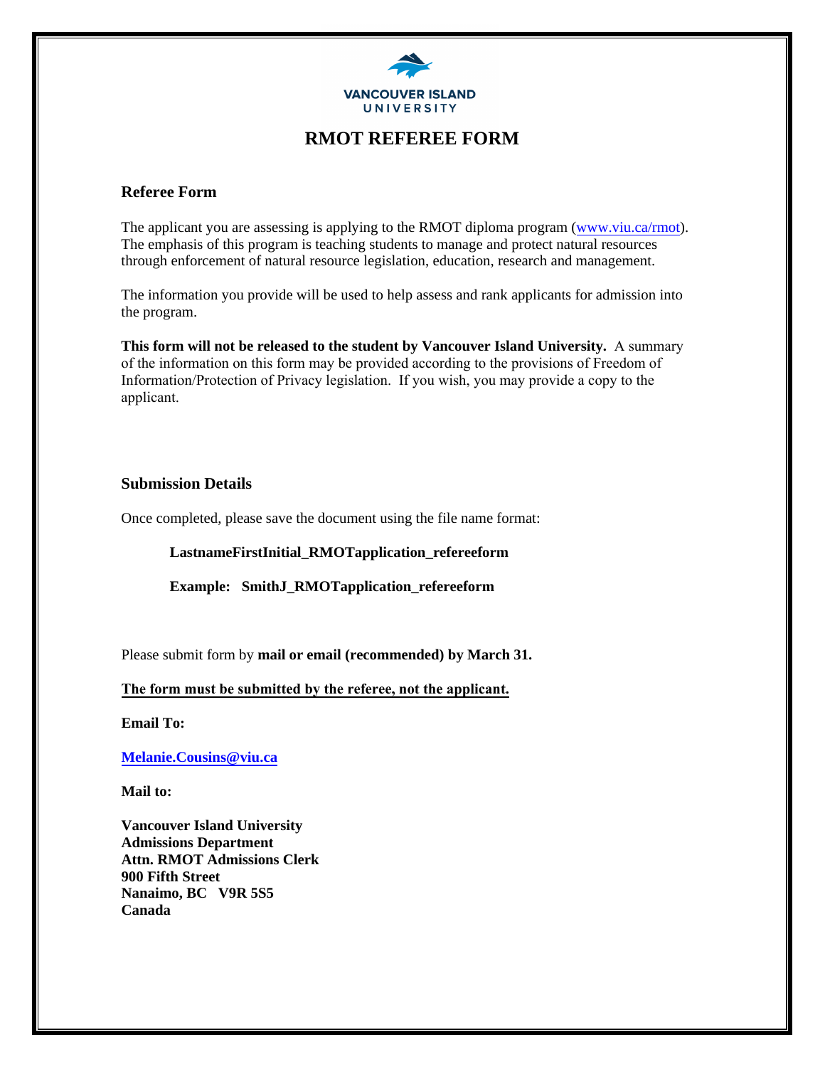VANCOUVER ISLAND UNIVERSITY

# RMOT REFEREE FORM

## Referee Form

The applicant you are assessing is applying to the RMOT diploma program (www.viu.ca/rmot). The emphasis of this program is teaching students to manage and protect natural resources through enforcement of natural resource legislation, education, research and management.

The information you provide will be used to help assess and rank applicants for admission into the program.

**This form will not be released to the student by Vancouver Island University.** A summary of the information on this form may be provided according to the provisions of Freedom of Information/Protection of Privacy legislation. If you wish, you may provide a copy to the applicant.

## Submission Details

Once completed, please save the document using the file name format:

**LastnameFirstInitial_RMOTapplication_refereeform**

**Example: SmithJ_RMOTapplication_refereeform**

Please submit form by **mail or email (recommended) by March 31.**

**The form must be submitted by the referee, not the applicant.**

**Email To:**

**Melanie.Cousins@viu.ca**

**Mail to:**

**Vancouver Island University**
**Admissions Department**
**Attn. RMOT Admissions Clerk**
**900 Fifth Street**
**Nanaimo, BC V9R 5S5**
**Canada**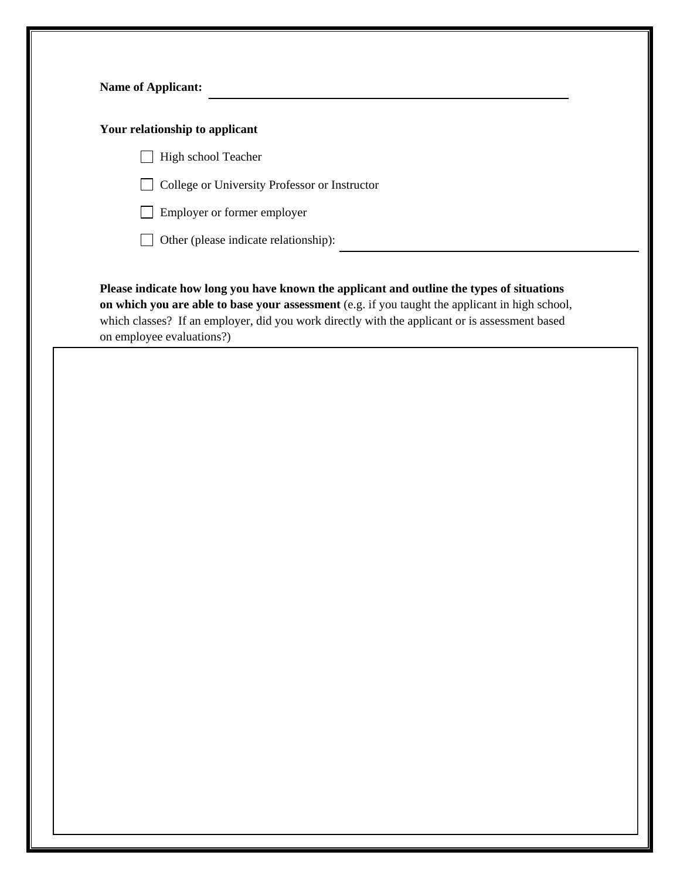**Name of Applicant:** ______________________________________________

**Your relationship to applicant**

- ☐ High school Teacher
- ☐ College or University Professor or Instructor
- ☐ Employer or former employer
- ☐ Other (please indicate relationship): ______________________________

**Please indicate how long you have known the applicant and outline the types of situations on which you are able to base your assessment** (e.g. if you taught the applicant in high school, which classes? If an employer, did you work directly with the applicant or is assessment based on employee evaluations?)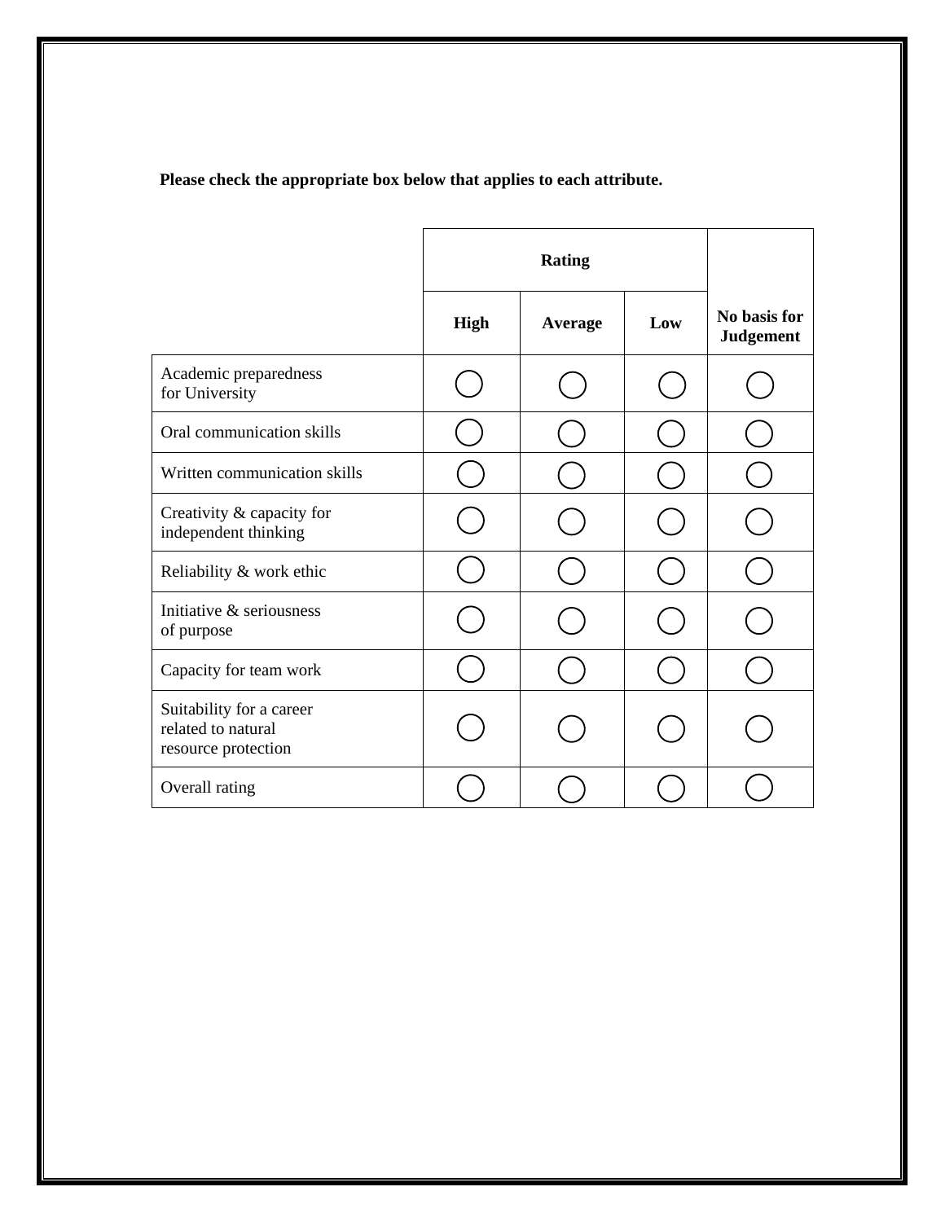**Please check the appropriate box below that applies to each attribute.**

| | **Rating** | | | **No basis for Judgement** |
|---|---|---|---|---|
| | **High** | **Average** | **Low** | |
| Academic preparedness for University | ◯ | ◯ | ◯ | ◯ |
| Oral communication skills | ◯ | ◯ | ◯ | ◯ |
| Written communication skills | ◯ | ◯ | ◯ | ◯ |
| Creativity & capacity for independent thinking | ◯ | ◯ | ◯ | ◯ |
| Reliability & work ethic | ◯ | ◯ | ◯ | ◯ |
| Initiative & seriousness of purpose | ◯ | ◯ | ◯ | ◯ |
| Capacity for team work | ◯ | ◯ | ◯ | ◯ |
| Suitability for a career related to natural resource protection | ◯ | ◯ | ◯ | ◯ |
| Overall rating | ◯ | ◯ | ◯ | ◯ |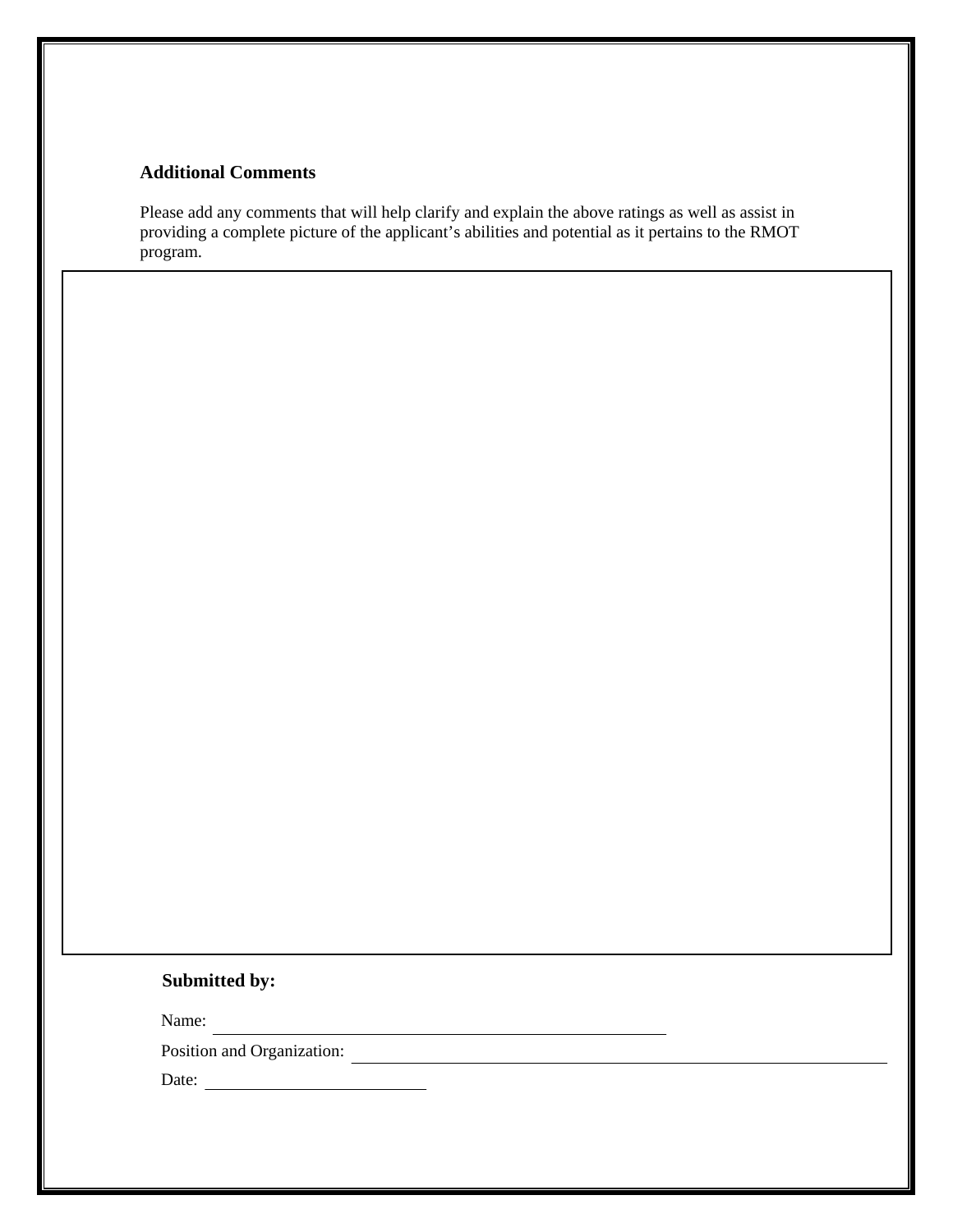**Additional Comments**

Please add any comments that will help clarify and explain the above ratings as well as assist in providing a complete picture of the applicant's abilities and potential as it pertains to the RMOT program.

**Submitted by:**

Name: \_\_\_\_\_\_\_\_\_\_\_\_\_\_\_\_\_\_\_\_\_\_\_\_\_\_\_\_\_\_\_\_\_\_\_\_\_\_\_\_

Position and Organization: \_\_\_\_\_\_\_\_\_\_\_\_\_\_\_\_\_\_\_\_\_\_\_\_\_\_\_\_\_\_\_\_\_\_\_\_\_\_\_\_

Date: \_\_\_\_\_\_\_\_\_\_\_\_\_\_\_\_\_\_\_\_